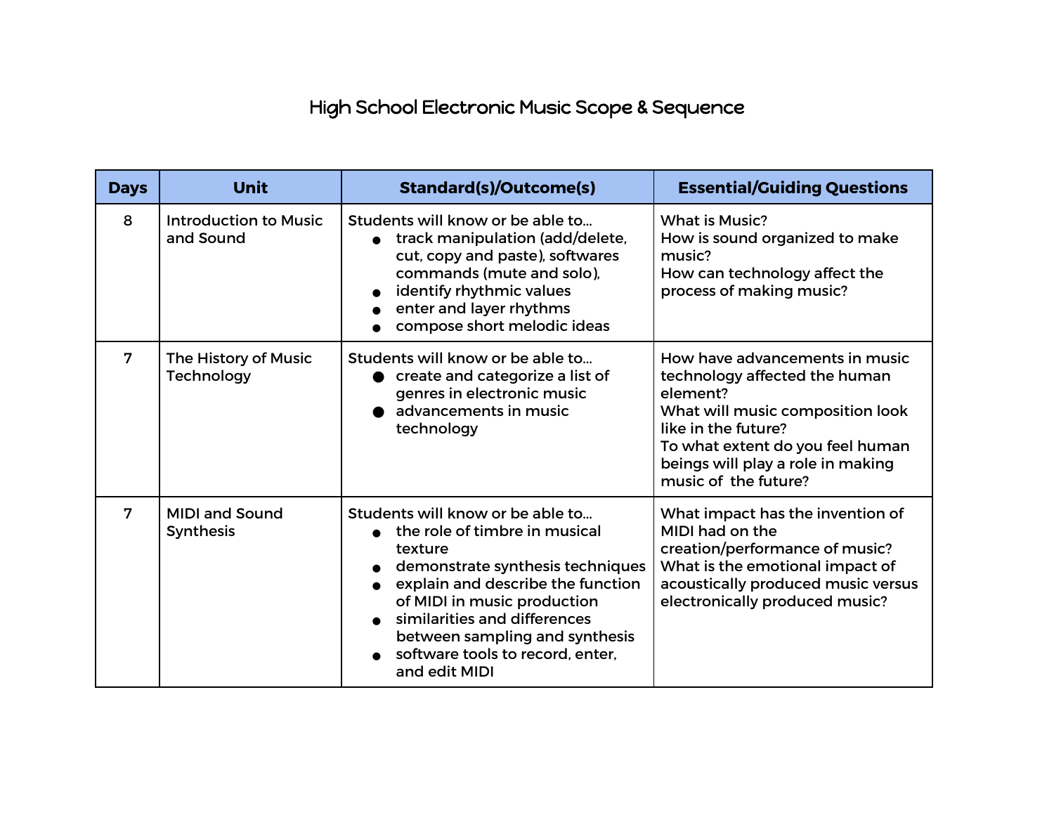# High School Electronic Music Scope & Sequence

| Days | Unit | Standard(s)/Outcome(s) | Essential/Guiding Questions |
|---|---|---|---|
| 8 | Introduction to Music and Sound | Students will know or be able to…<br>● track manipulation (add/delete, cut, copy and paste), softwares commands (mute and solo),<br>● identify rhythmic values<br>● enter and layer rhythms<br>● compose short melodic ideas | What is Music?<br>How is sound organized to make music?<br>How can technology affect the process of making music? |
| 7 | The History of Music Technology | Students will know or be able to…<br>● create and categorize a list of genres in electronic music<br>● advancements in music technology | How have advancements in music technology affected the human element?<br>What will music composition look like in the future?<br>To what extent do you feel human beings will play a role in making music of the future? |
| 7 | MIDI and Sound Synthesis | Students will know or be able to…<br>● the role of timbre in musical texture<br>● demonstrate synthesis techniques<br>● explain and describe the function of MIDI in music production<br>● similarities and differences between sampling and synthesis<br>● software tools to record, enter, and edit MIDI | What impact has the invention of MIDI had on the creation/performance of music?<br>What is the emotional impact of acoustically produced music versus electronically produced music? |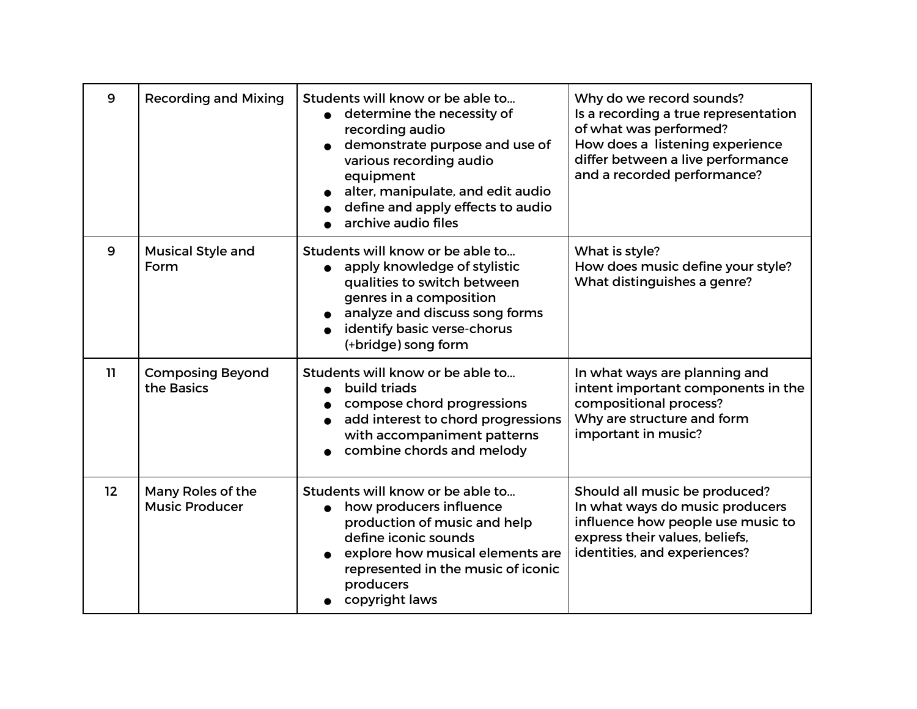| 9 | Recording and Mixing | Students will know or be able to…<br>● determine the necessity of recording audio<br>● demonstrate purpose and use of various recording audio equipment<br>● alter, manipulate, and edit audio<br>● define and apply effects to audio<br>● archive audio files | Why do we record sounds?<br>Is a recording a true representation of what was performed?<br>How does a listening experience differ between a live performance and a recorded performance? |
|---|---|---|---|
| 9 | Musical Style and Form | Students will know or be able to…<br>● apply knowledge of stylistic qualities to switch between genres in a composition<br>● analyze and discuss song forms<br>● identify basic verse-chorus (+bridge) song form | What is style?<br>How does music define your style?<br>What distinguishes a genre? |
| 11 | Composing Beyond the Basics | Students will know or be able to…<br>● build triads<br>● compose chord progressions<br>● add interest to chord progressions with accompaniment patterns<br>● combine chords and melody | In what ways are planning and intent important components in the compositional process?<br>Why are structure and form important in music? |
| 12 | Many Roles of the Music Producer | Students will know or be able to…<br>● how producers influence production of music and help define iconic sounds<br>● explore how musical elements are represented in the music of iconic producers<br>● copyright laws | Should all music be produced?<br>In what ways do music producers influence how people use music to express their values, beliefs, identities, and experiences? |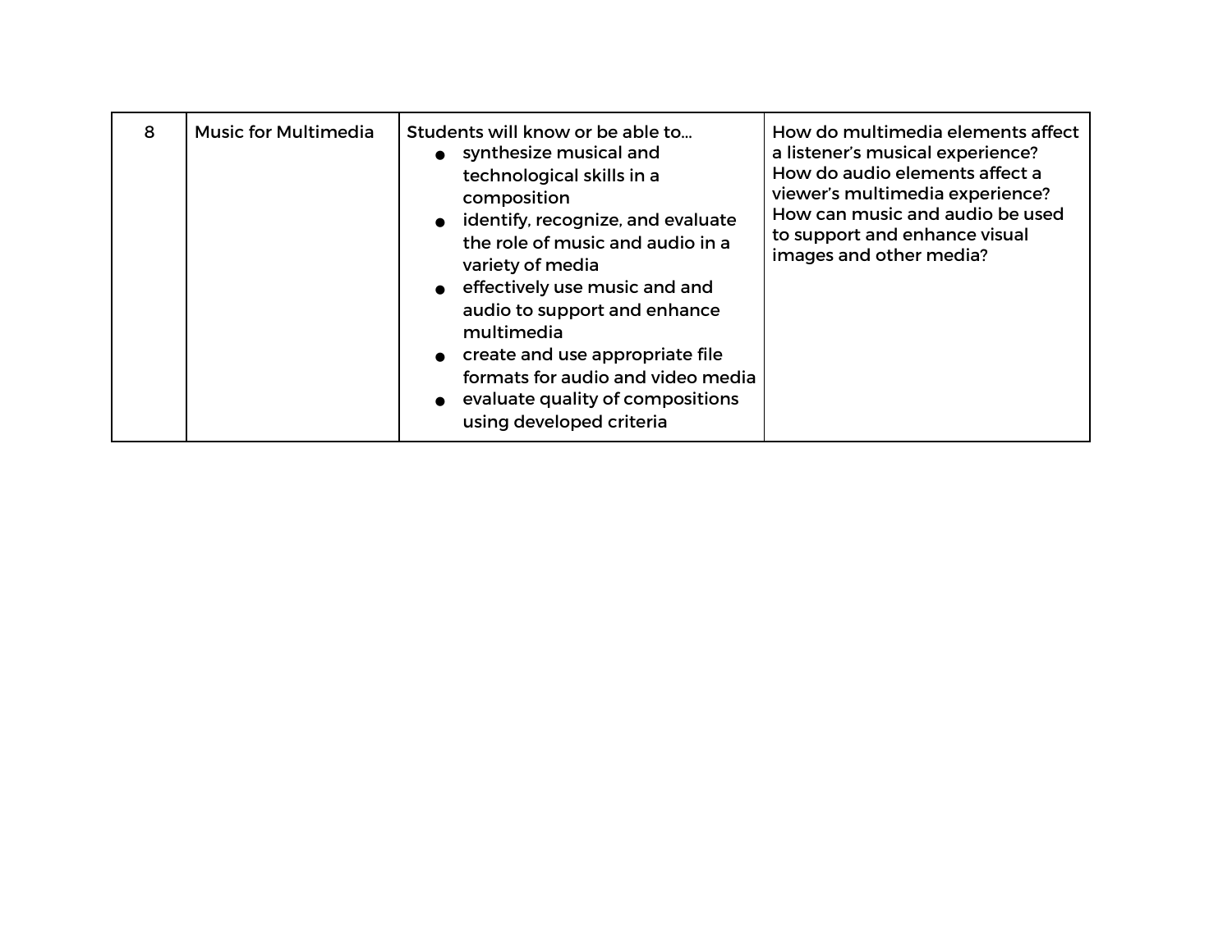| | | | |
|---|---|---|---|
| 8 | Music for Multimedia | Students will know or be able to… <br>● synthesize musical and technological skills in a composition <br>● identify, recognize, and evaluate the role of music and audio in a variety of media <br>● effectively use music and and audio to support and enhance multimedia <br>● create and use appropriate file formats for audio and video media <br>● evaluate quality of compositions using developed criteria | How do multimedia elements affect a listener's musical experience? How do audio elements affect a viewer's multimedia experience? How can music and audio be used to support and enhance visual images and other media? |